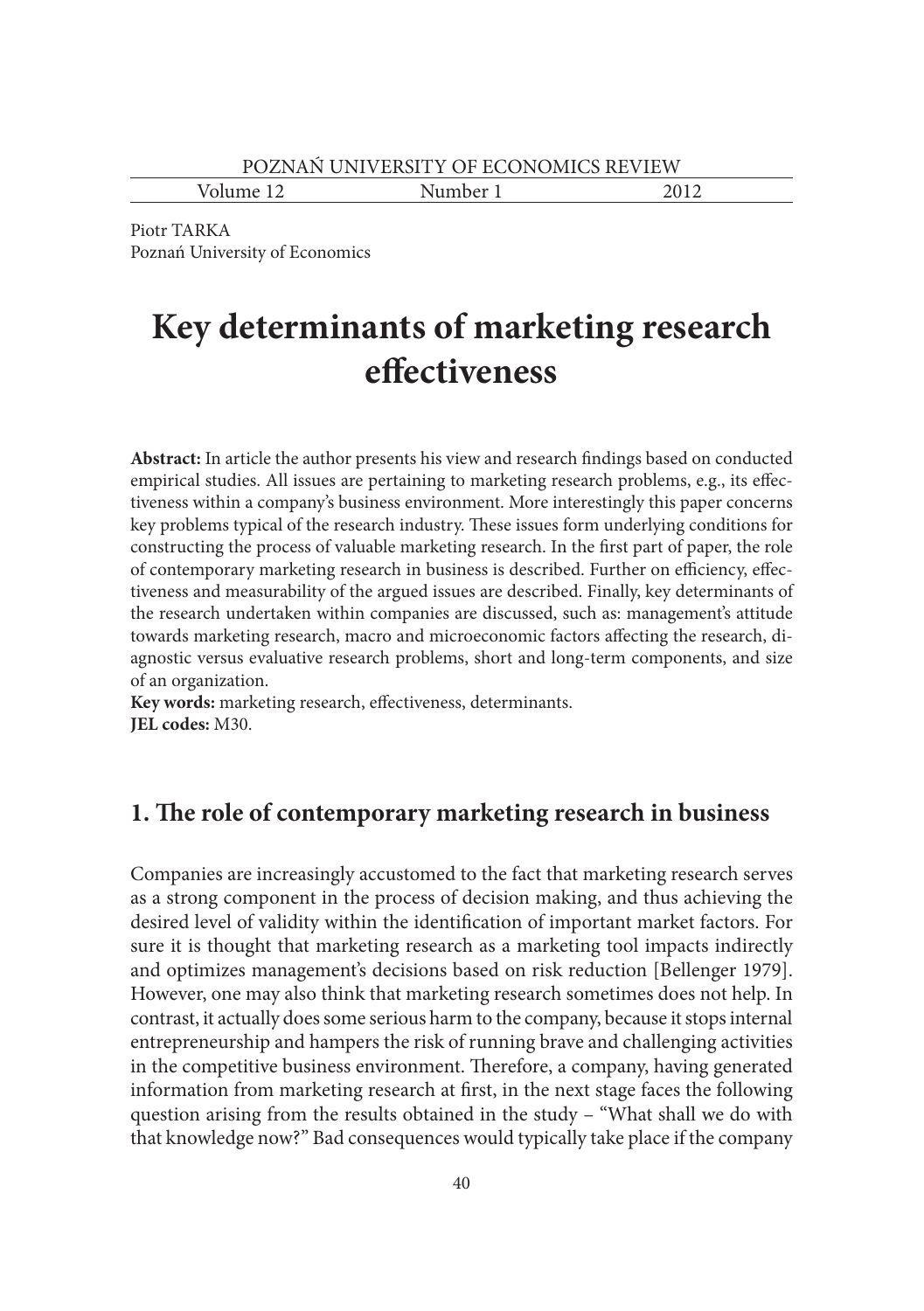Piotr TARKA
Poznań University of Economics

# Key determinants of marketing research effectiveness

**Abstract:** In article the author presents his view and research findings based on conducted empirical studies. All issues are pertaining to marketing research problems, e.g., its effectiveness within a company's business environment. More interestingly this paper concerns key problems typical of the research industry. These issues form underlying conditions for constructing the process of valuable marketing research. In the first part of paper, the role of contemporary marketing research in business is described. Further on efficiency, effectiveness and measurability of the argued issues are described. Finally, key determinants of the research undertaken within companies are discussed, such as: management's attitude towards marketing research, macro and microeconomic factors affecting the research, diagnostic versus evaluative research problems, short and long-term components, and size of an organization.

**Key words:** marketing research, effectiveness, determinants.

**JEL codes:** M30.

## 1. The role of contemporary marketing research in business

Companies are increasingly accustomed to the fact that marketing research serves as a strong component in the process of decision making, and thus achieving the desired level of validity within the identification of important market factors. For sure it is thought that marketing research as a marketing tool impacts indirectly and optimizes management's decisions based on risk reduction [Bellenger 1979]. However, one may also think that marketing research sometimes does not help. In contrast, it actually does some serious harm to the company, because it stops internal entrepreneurship and hampers the risk of running brave and challenging activities in the competitive business environment. Therefore, a company, having generated information from marketing research at first, in the next stage faces the following question arising from the results obtained in the study – "What shall we do with that knowledge now?" Bad consequences would typically take place if the company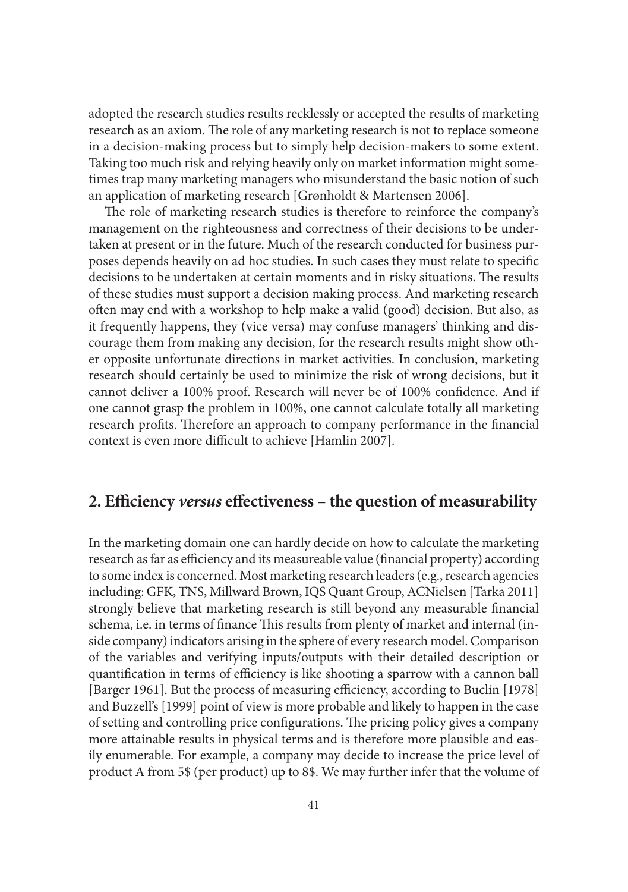adopted the research studies results recklessly or accepted the results of marketing research as an axiom. The role of any marketing research is not to replace someone in a decision-making process but to simply help decision-makers to some extent. Taking too much risk and relying heavily only on market information might sometimes trap many marketing managers who misunderstand the basic notion of such an application of marketing research [Grønholdt & Martensen 2006].

The role of marketing research studies is therefore to reinforce the company's management on the righteousness and correctness of their decisions to be undertaken at present or in the future. Much of the research conducted for business purposes depends heavily on ad hoc studies. In such cases they must relate to specific decisions to be undertaken at certain moments and in risky situations. The results of these studies must support a decision making process. And marketing research often may end with a workshop to help make a valid (good) decision. But also, as it frequently happens, they (vice versa) may confuse managers' thinking and discourage them from making any decision, for the research results might show other opposite unfortunate directions in market activities. In conclusion, marketing research should certainly be used to minimize the risk of wrong decisions, but it cannot deliver a 100% proof. Research will never be of 100% confidence. And if one cannot grasp the problem in 100%, one cannot calculate totally all marketing research profits. Therefore an approach to company performance in the financial context is even more difficult to achieve [Hamlin 2007].

## 2. Efficiency *versus* effectiveness – the question of measurability

In the marketing domain one can hardly decide on how to calculate the marketing research as far as efficiency and its measureable value (financial property) according to some index is concerned. Most marketing research leaders (e.g., research agencies including: GFK, TNS, Millward Brown, IQS Quant Group, ACNielsen [Tarka 2011] strongly believe that marketing research is still beyond any measurable financial schema, i.e. in terms of finance This results from plenty of market and internal (inside company) indicators arising in the sphere of every research model. Comparison of the variables and verifying inputs/outputs with their detailed description or quantification in terms of efficiency is like shooting a sparrow with a cannon ball [Barger 1961]. But the process of measuring efficiency, according to Buclin [1978] and Buzzell's [1999] point of view is more probable and likely to happen in the case of setting and controlling price configurations. The pricing policy gives a company more attainable results in physical terms and is therefore more plausible and easily enumerable. For example, a company may decide to increase the price level of product A from 5$ (per product) up to 8$. We may further infer that the volume of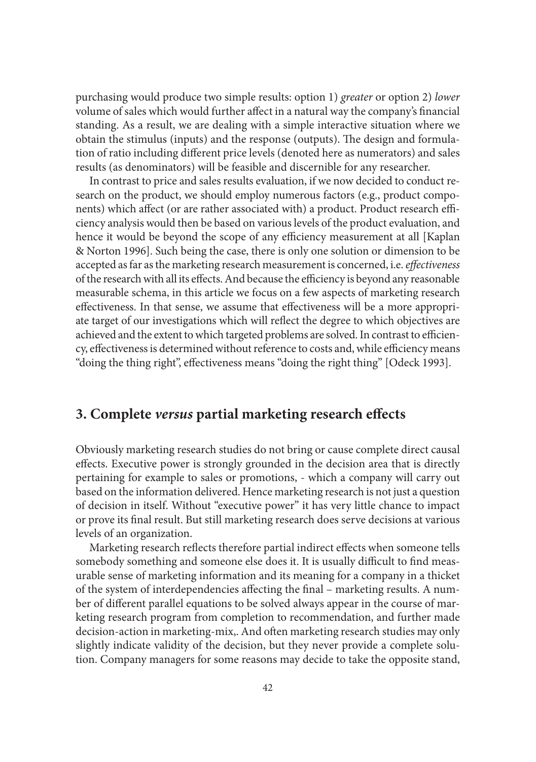purchasing would produce two simple results: option 1) *greater* or option 2) *lower* volume of sales which would further affect in a natural way the company's financial standing. As a result, we are dealing with a simple interactive situation where we obtain the stimulus (inputs) and the response (outputs). The design and formulation of ratio including different price levels (denoted here as numerators) and sales results (as denominators) will be feasible and discernible for any researcher.

In contrast to price and sales results evaluation, if we now decided to conduct research on the product, we should employ numerous factors (e.g., product components) which affect (or are rather associated with) a product. Product research efficiency analysis would then be based on various levels of the product evaluation, and hence it would be beyond the scope of any efficiency measurement at all [Kaplan & Norton 1996]. Such being the case, there is only one solution or dimension to be accepted as far as the marketing research measurement is concerned, i.e. *effectiveness* of the research with all its effects. And because the efficiency is beyond any reasonable measurable schema, in this article we focus on a few aspects of marketing research effectiveness. In that sense, we assume that effectiveness will be a more appropriate target of our investigations which will reflect the degree to which objectives are achieved and the extent to which targeted problems are solved. In contrast to efficiency, effectiveness is determined without reference to costs and, while efficiency means "doing the thing right", effectiveness means "doing the right thing" [Odeck 1993].

## 3. Complete *versus* partial marketing research effects

Obviously marketing research studies do not bring or cause complete direct causal effects. Executive power is strongly grounded in the decision area that is directly pertaining for example to sales or promotions, - which a company will carry out based on the information delivered. Hence marketing research is not just a question of decision in itself. Without "executive power" it has very little chance to impact or prove its final result. But still marketing research does serve decisions at various levels of an organization.

Marketing research reflects therefore partial indirect effects when someone tells somebody something and someone else does it. It is usually difficult to find measurable sense of marketing information and its meaning for a company in a thicket of the system of interdependencies affecting the final – marketing results. A number of different parallel equations to be solved always appear in the course of marketing research program from completion to recommendation, and further made decision-action in marketing-mix,. And often marketing research studies may only slightly indicate validity of the decision, but they never provide a complete solution. Company managers for some reasons may decide to take the opposite stand,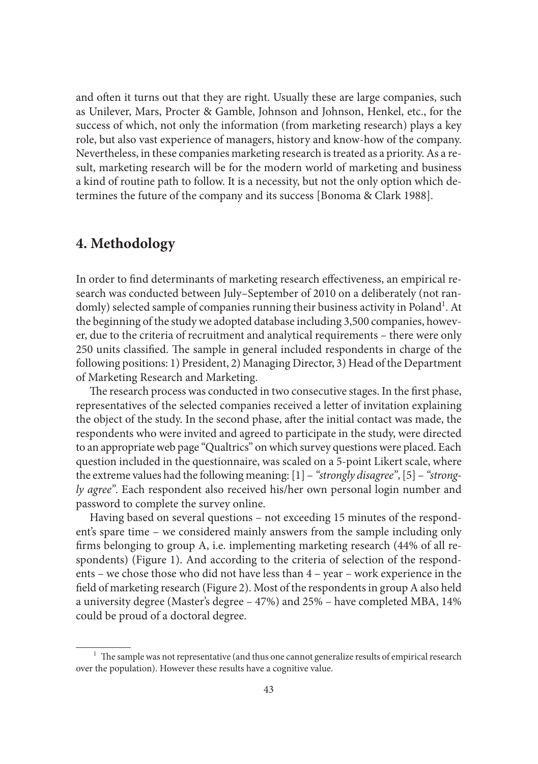and often it turns out that they are right. Usually these are large companies, such as Unilever, Mars, Procter & Gamble, Johnson and Johnson, Henkel, etc., for the success of which, not only the information (from marketing research) plays a key role, but also vast experience of managers, history and know-how of the company. Nevertheless, in these companies marketing research is treated as a priority. As a result, marketing research will be for the modern world of marketing and business a kind of routine path to follow. It is a necessity, but not the only option which determines the future of the company and its success [Bonoma & Clark 1988].

## 4. Methodology

In order to find determinants of marketing research effectiveness, an empirical research was conducted between July–September of 2010 on a deliberately (not randomly) selected sample of companies running their business activity in Poland[1]. At the beginning of the study we adopted database including 3,500 companies, however, due to the criteria of recruitment and analytical requirements – there were only 250 units classified. The sample in general included respondents in charge of the following positions: 1) President, 2) Managing Director, 3) Head of the Department of Marketing Research and Marketing.

The research process was conducted in two consecutive stages. In the first phase, representatives of the selected companies received a letter of invitation explaining the object of the study. In the second phase, after the initial contact was made, the respondents who were invited and agreed to participate in the study, were directed to an appropriate web page "Qualtrics" on which survey questions were placed. Each question included in the questionnaire, was scaled on a 5-point Likert scale, where the extreme values had the following meaning: [1] – *"strongly disagree"*, [5] – *"strongly agree"*. Each respondent also received his/her own personal login number and password to complete the survey online.

Having based on several questions – not exceeding 15 minutes of the respondent's spare time – we considered mainly answers from the sample including only firms belonging to group A, i.e. implementing marketing research (44% of all respondents) (Figure 1). And according to the criteria of selection of the respondents – we chose those who did not have less than 4 – year – work experience in the field of marketing research (Figure 2). Most of the respondents in group A also held a university degree (Master's degree – 47%) and 25% – have completed MBA, 14% could be proud of a doctoral degree.

---

[1] The sample was not representative (and thus one cannot generalize results of empirical research over the population). However these results have a cognitive value.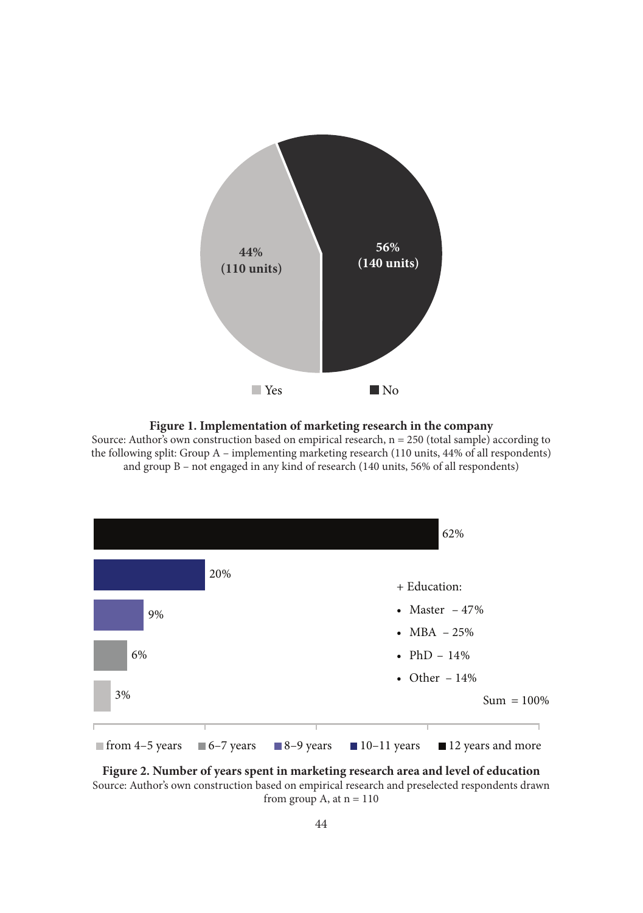**Figure 1. Implementation of marketing research in the company**

Source: Author's own construction based on empirical research, n = 250 (total sample) according to the following split: Group A – implementing marketing research (110 units, 44% of all respondents) and group B – not engaged in any kind of research (140 units, 56% of all respondents)

**Figure 2. Number of years spent in marketing research area and level of education**

Source: Author's own construction based on empirical research and preselected respondents drawn from group A, at n = 110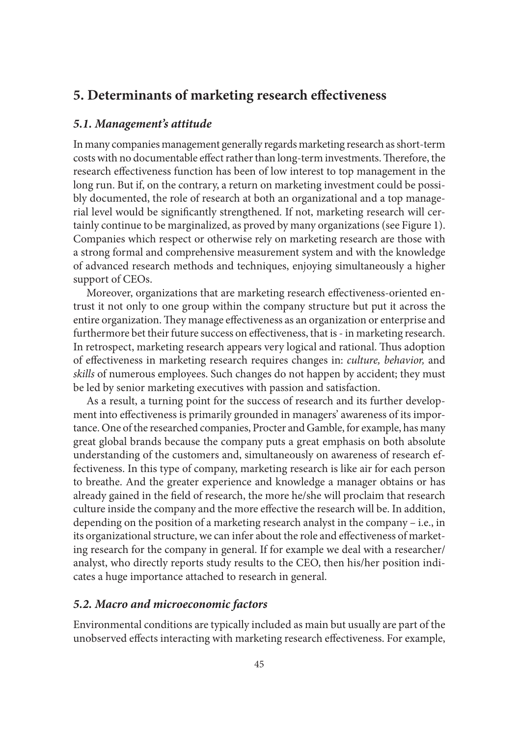## 5. Determinants of marketing research effectiveness

### *5.1. Management's attitude*

In many companies management generally regards marketing research as short-term costs with no documentable effect rather than long-term investments. Therefore, the research effectiveness function has been of low interest to top management in the long run. But if, on the contrary, a return on marketing investment could be possibly documented, the role of research at both an organizational and a top managerial level would be significantly strengthened. If not, marketing research will certainly continue to be marginalized, as proved by many organizations (see Figure 1). Companies which respect or otherwise rely on marketing research are those with a strong formal and comprehensive measurement system and with the knowledge of advanced research methods and techniques, enjoying simultaneously a higher support of CEOs.

Moreover, organizations that are marketing research effectiveness-oriented entrust it not only to one group within the company structure but put it across the entire organization. They manage effectiveness as an organization or enterprise and furthermore bet their future success on effectiveness, that is - in marketing research. In retrospect, marketing research appears very logical and rational. Thus adoption of effectiveness in marketing research requires changes in: *culture, behavior,* and *skills* of numerous employees. Such changes do not happen by accident; they must be led by senior marketing executives with passion and satisfaction.

As a result, a turning point for the success of research and its further development into effectiveness is primarily grounded in managers' awareness of its importance. One of the researched companies, Procter and Gamble, for example, has many great global brands because the company puts a great emphasis on both absolute understanding of the customers and, simultaneously on awareness of research effectiveness. In this type of company, marketing research is like air for each person to breathe. And the greater experience and knowledge a manager obtains or has already gained in the field of research, the more he/she will proclaim that research culture inside the company and the more effective the research will be. In addition, depending on the position of a marketing research analyst in the company – i.e., in its organizational structure, we can infer about the role and effectiveness of marketing research for the company in general. If for example we deal with a researcher/analyst, who directly reports study results to the CEO, then his/her position indicates a huge importance attached to research in general.

### *5.2. Macro and microeconomic factors*

Environmental conditions are typically included as main but usually are part of the unobserved effects interacting with marketing research effectiveness. For example,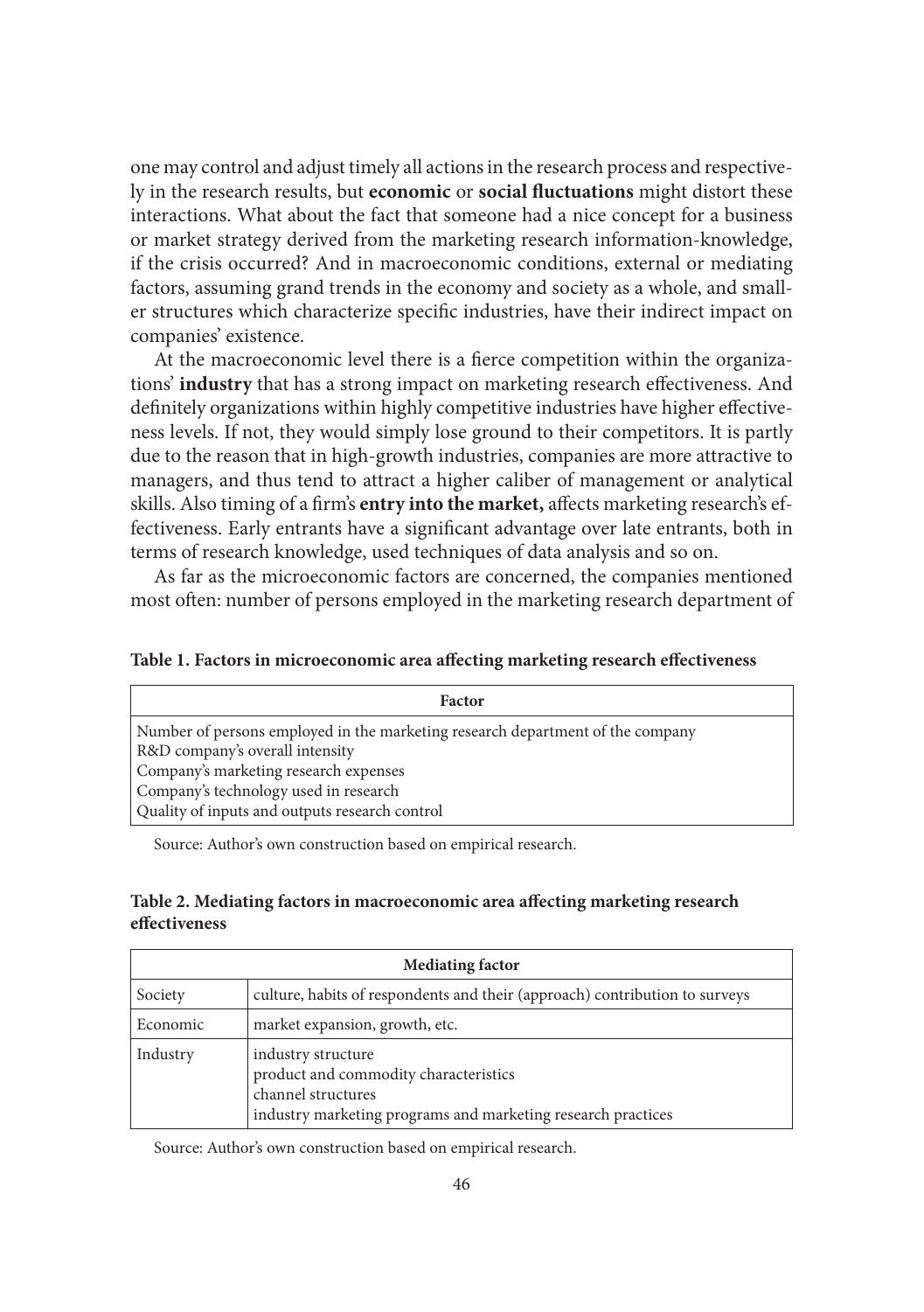one may control and adjust timely all actions in the research process and respectively in the research results, but **economic** or **social fluctuations** might distort these interactions. What about the fact that someone had a nice concept for a business or market strategy derived from the marketing research information-knowledge, if the crisis occurred? And in macroeconomic conditions, external or mediating factors, assuming grand trends in the economy and society as a whole, and smaller structures which characterize specific industries, have their indirect impact on companies' existence.

At the macroeconomic level there is a fierce competition within the organizations' **industry** that has a strong impact on marketing research effectiveness. And definitely organizations within highly competitive industries have higher effectiveness levels. If not, they would simply lose ground to their competitors. It is partly due to the reason that in high-growth industries, companies are more attractive to managers, and thus tend to attract a higher caliber of management or analytical skills. Also timing of a firm's **entry into the market,** affects marketing research's effectiveness. Early entrants have a significant advantage over late entrants, both in terms of research knowledge, used techniques of data analysis and so on.

As far as the microeconomic factors are concerned, the companies mentioned most often: number of persons employed in the marketing research department of

**Table 1. Factors in microeconomic area affecting marketing research effectiveness**

| Factor |
|---|
| Number of persons employed in the marketing research department of the company<br>R&D company's overall intensity<br>Company's marketing research expenses<br>Company's technology used in research<br>Quality of inputs and outputs research control |

Source: Author's own construction based on empirical research.

**Table 2. Mediating factors in macroeconomic area affecting marketing research effectiveness**

| Mediating factor | |
|---|---|
| Society | culture, habits of respondents and their (approach) contribution to surveys |
| Economic | market expansion, growth, etc. |
| Industry | industry structure<br>product and commodity characteristics<br>channel structures<br>industry marketing programs and marketing research practices |

Source: Author's own construction based on empirical research.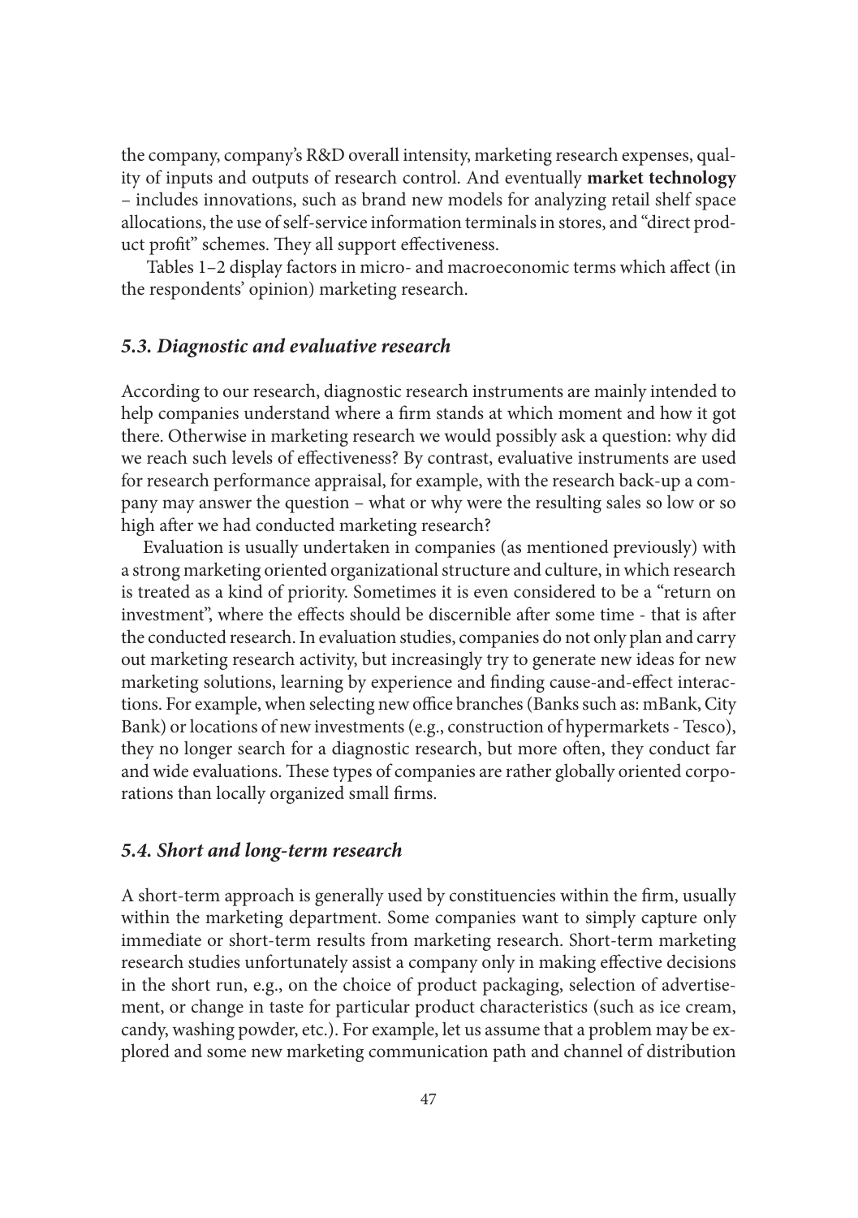the company, company's R&D overall intensity, marketing research expenses, quality of inputs and outputs of research control. And eventually **market technology** – includes innovations, such as brand new models for analyzing retail shelf space allocations, the use of self-service information terminals in stores, and "direct product profit" schemes. They all support effectiveness.

Tables 1–2 display factors in micro- and macroeconomic terms which affect (in the respondents' opinion) marketing research.

### *5.3. Diagnostic and evaluative research*

According to our research, diagnostic research instruments are mainly intended to help companies understand where a firm stands at which moment and how it got there. Otherwise in marketing research we would possibly ask a question: why did we reach such levels of effectiveness? By contrast, evaluative instruments are used for research performance appraisal, for example, with the research back-up a company may answer the question – what or why were the resulting sales so low or so high after we had conducted marketing research?

Evaluation is usually undertaken in companies (as mentioned previously) with a strong marketing oriented organizational structure and culture, in which research is treated as a kind of priority. Sometimes it is even considered to be a "return on investment", where the effects should be discernible after some time - that is after the conducted research. In evaluation studies, companies do not only plan and carry out marketing research activity, but increasingly try to generate new ideas for new marketing solutions, learning by experience and finding cause-and-effect interactions. For example, when selecting new office branches (Banks such as: mBank, City Bank) or locations of new investments (e.g., construction of hypermarkets - Tesco), they no longer search for a diagnostic research, but more often, they conduct far and wide evaluations. These types of companies are rather globally oriented corporations than locally organized small firms.

### *5.4. Short and long-term research*

A short-term approach is generally used by constituencies within the firm, usually within the marketing department. Some companies want to simply capture only immediate or short-term results from marketing research. Short-term marketing research studies unfortunately assist a company only in making effective decisions in the short run, e.g., on the choice of product packaging, selection of advertisement, or change in taste for particular product characteristics (such as ice cream, candy, washing powder, etc.). For example, let us assume that a problem may be explored and some new marketing communication path and channel of distribution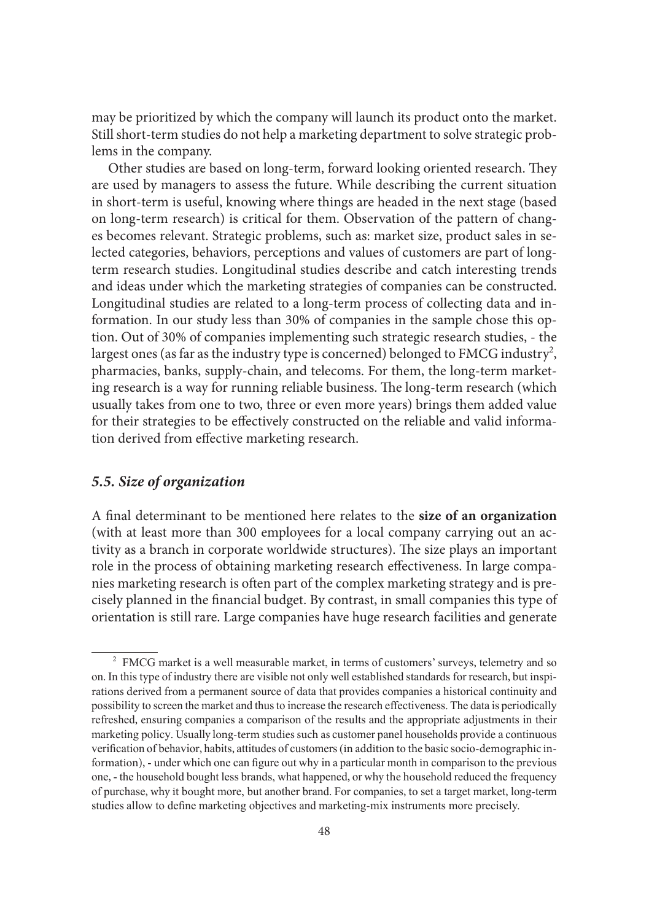may be prioritized by which the company will launch its product onto the market. Still short-term studies do not help a marketing department to solve strategic problems in the company.

Other studies are based on long-term, forward looking oriented research. They are used by managers to assess the future. While describing the current situation in short-term is useful, knowing where things are headed in the next stage (based on long-term research) is critical for them. Observation of the pattern of changes becomes relevant. Strategic problems, such as: market size, product sales in selected categories, behaviors, perceptions and values of customers are part of long-term research studies. Longitudinal studies describe and catch interesting trends and ideas under which the marketing strategies of companies can be constructed. Longitudinal studies are related to a long-term process of collecting data and information. In our study less than 30% of companies in the sample chose this option. Out of 30% of companies implementing such strategic research studies, - the largest ones (as far as the industry type is concerned) belonged to FMCG industry[2], pharmacies, banks, supply-chain, and telecoms. For them, the long-term marketing research is a way for running reliable business. The long-term research (which usually takes from one to two, three or even more years) brings them added value for their strategies to be effectively constructed on the reliable and valid information derived from effective marketing research.

### *5.5. Size of organization*

A final determinant to be mentioned here relates to the **size of an organization** (with at least more than 300 employees for a local company carrying out an activity as a branch in corporate worldwide structures). The size plays an important role in the process of obtaining marketing research effectiveness. In large companies marketing research is often part of the complex marketing strategy and is precisely planned in the financial budget. By contrast, in small companies this type of orientation is still rare. Large companies have huge research facilities and generate

---

[2] FMCG market is a well measurable market, in terms of customers' surveys, telemetry and so on. In this type of industry there are visible not only well established standards for research, but inspirations derived from a permanent source of data that provides companies a historical continuity and possibility to screen the market and thus to increase the research effectiveness. The data is periodically refreshed, ensuring companies a comparison of the results and the appropriate adjustments in their marketing policy. Usually long-term studies such as customer panel households provide a continuous verification of behavior, habits, attitudes of customers (in addition to the basic socio-demographic information), - under which one can figure out why in a particular month in comparison to the previous one, - the household bought less brands, what happened, or why the household reduced the frequency of purchase, why it bought more, but another brand. For companies, to set a target market, long-term studies allow to define marketing objectives and marketing-mix instruments more precisely.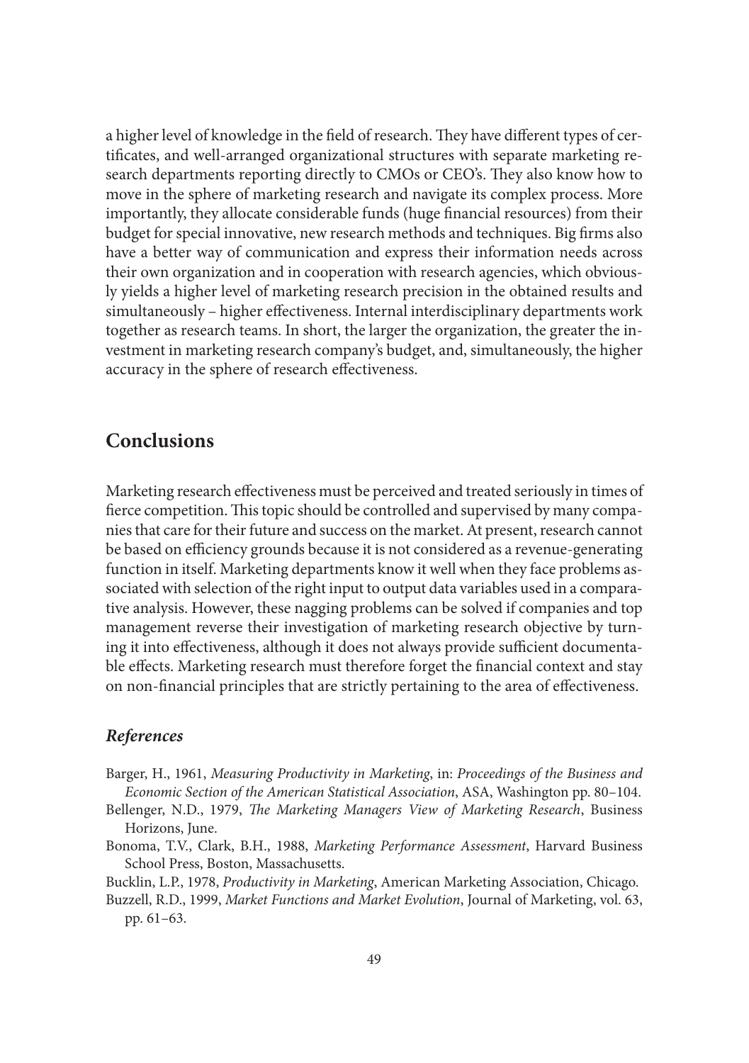a higher level of knowledge in the field of research. They have different types of certificates, and well-arranged organizational structures with separate marketing research departments reporting directly to CMOs or CEO's. They also know how to move in the sphere of marketing research and navigate its complex process. More importantly, they allocate considerable funds (huge financial resources) from their budget for special innovative, new research methods and techniques. Big firms also have a better way of communication and express their information needs across their own organization and in cooperation with research agencies, which obviously yields a higher level of marketing research precision in the obtained results and simultaneously – higher effectiveness. Internal interdisciplinary departments work together as research teams. In short, the larger the organization, the greater the investment in marketing research company's budget, and, simultaneously, the higher accuracy in the sphere of research effectiveness.

## Conclusions

Marketing research effectiveness must be perceived and treated seriously in times of fierce competition. This topic should be controlled and supervised by many companies that care for their future and success on the market. At present, research cannot be based on efficiency grounds because it is not considered as a revenue-generating function in itself. Marketing departments know it well when they face problems associated with selection of the right input to output data variables used in a comparative analysis. However, these nagging problems can be solved if companies and top management reverse their investigation of marketing research objective by turning it into effectiveness, although it does not always provide sufficient documentable effects. Marketing research must therefore forget the financial context and stay on non-financial principles that are strictly pertaining to the area of effectiveness.

### *References*

Barger, H., 1961, *Measuring Productivity in Marketing*, in: *Proceedings of the Business and Economic Section of the American Statistical Association*, ASA, Washington pp. 80–104.

Bellenger, N.D., 1979, *The Marketing Managers View of Marketing Research*, Business Horizons, June.

Bonoma, T.V., Clark, B.H., 1988, *Marketing Performance Assessment*, Harvard Business School Press, Boston, Massachusetts.

Bucklin, L.P., 1978, *Productivity in Marketing*, American Marketing Association, Chicago.

Buzzell, R.D., 1999, *Market Functions and Market Evolution*, Journal of Marketing, vol. 63, pp. 61–63.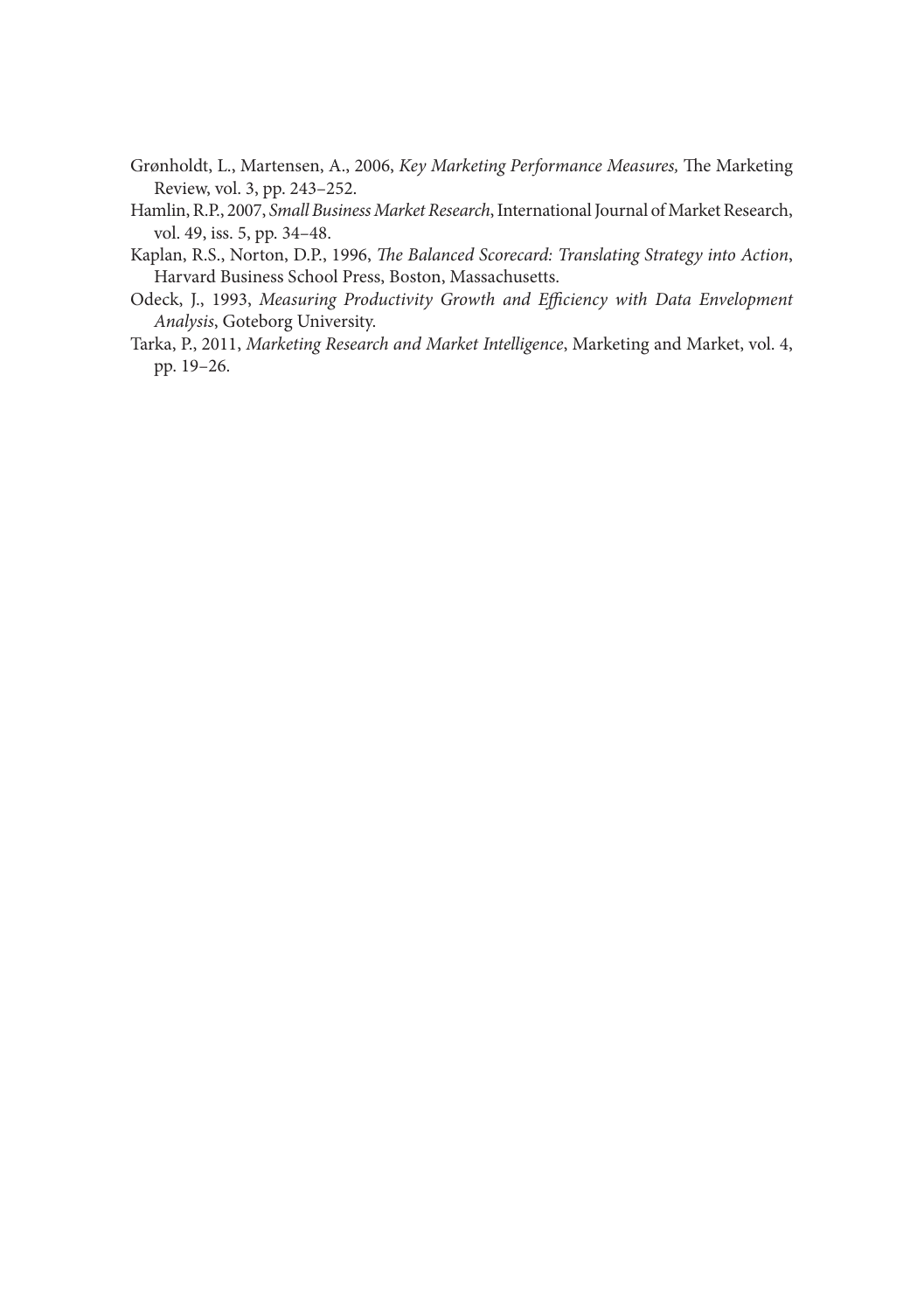Grønholdt, L., Martensen, A., 2006, *Key Marketing Performance Measures,* The Marketing Review, vol. 3, pp. 243–252.

Hamlin, R.P., 2007, *Small Business Market Research*, International Journal of Market Research, vol. 49, iss. 5, pp. 34–48.

Kaplan, R.S., Norton, D.P., 1996, *The Balanced Scorecard: Translating Strategy into Action*, Harvard Business School Press, Boston, Massachusetts.

Odeck, J., 1993, *Measuring Productivity Growth and Efficiency with Data Envelopment Analysis*, Goteborg University.

Tarka, P., 2011, *Marketing Research and Market Intelligence*, Marketing and Market, vol. 4, pp. 19–26.